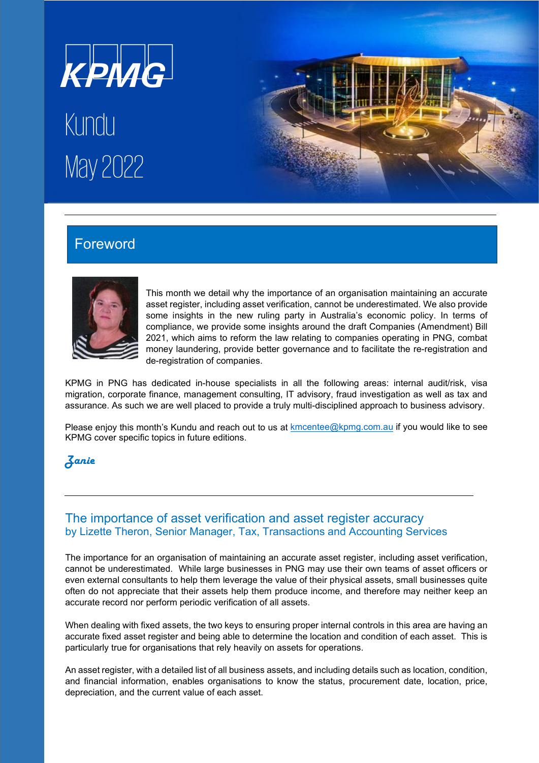KPMG

# Kundu

May 2022

## Foreword

This month we detail why the importance of an organisation maintaining an accurate asset register, including asset verification, cannot be underestimated. We also provide some insights in the new ruling party in Australia's economic policy. In terms of compliance, we provide some insights around the draft Companies (Amendment) Bill 2021, which aims to reform the law relating to companies operating in PNG, combat money laundering, provide better governance and to facilitate the re-registration and de-registration of companies.

KPMG in PNG has dedicated in-house specialists in all the following areas: internal audit/risk, visa migration, corporate finance, management consulting, IT advisory, fraud investigation as well as tax and assurance. As such we are well placed to provide a truly multi-disciplined approach to business advisory.

Please enjoy this month's Kundu and reach out to us at kmcentee@kpmg.com.au if you would like to see KPMG cover specific topics in future editions.

*Zanie*

## The importance of asset verification and asset register accuracy

by Lizette Theron, Senior Manager, Tax, Transactions and Accounting Services

The importance for an organisation of maintaining an accurate asset register, including asset verification, cannot be underestimated. While large businesses in PNG may use their own teams of asset officers or even external consultants to help them leverage the value of their physical assets, small businesses quite often do not appreciate that their assets help them produce income, and therefore may neither keep an accurate record nor perform periodic verification of all assets.

When dealing with fixed assets, the two keys to ensuring proper internal controls in this area are having an accurate fixed asset register and being able to determine the location and condition of each asset. This is particularly true for organisations that rely heavily on assets for operations.

An asset register, with a detailed list of all business assets, and including details such as location, condition, and financial information, enables organisations to know the status, procurement date, location, price, depreciation, and the current value of each asset.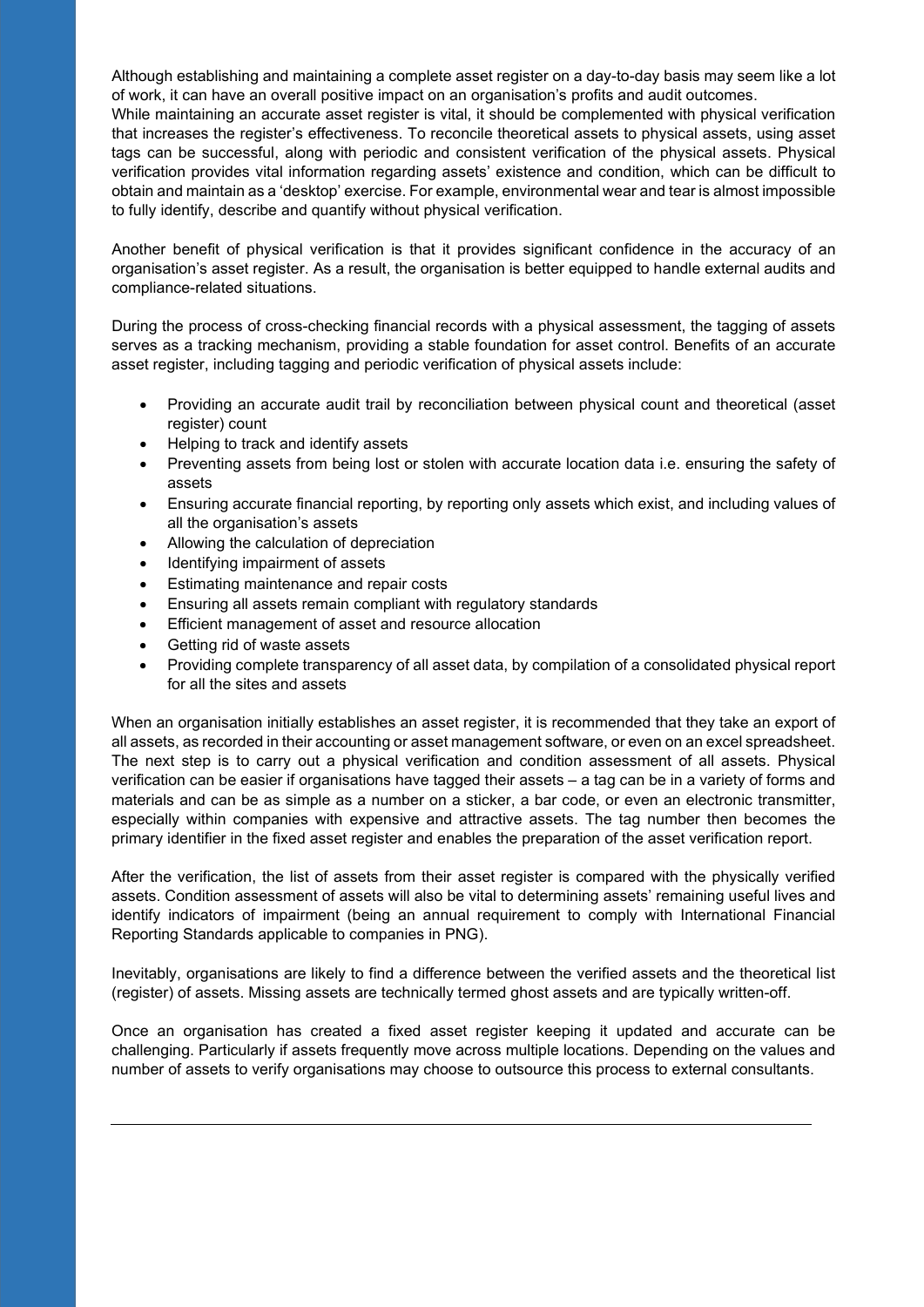Although establishing and maintaining a complete asset register on a day-to-day basis may seem like a lot of work, it can have an overall positive impact on an organisation's profits and audit outcomes.

While maintaining an accurate asset register is vital, it should be complemented with physical verification that increases the register's effectiveness. To reconcile theoretical assets to physical assets, using asset tags can be successful, along with periodic and consistent verification of the physical assets. Physical verification provides vital information regarding assets' existence and condition, which can be difficult to obtain and maintain as a 'desktop' exercise. For example, environmental wear and tear is almost impossible to fully identify, describe and quantify without physical verification.

Another benefit of physical verification is that it provides significant confidence in the accuracy of an organisation's asset register. As a result, the organisation is better equipped to handle external audits and compliance-related situations.

During the process of cross-checking financial records with a physical assessment, the tagging of assets serves as a tracking mechanism, providing a stable foundation for asset control. Benefits of an accurate asset register, including tagging and periodic verification of physical assets include:

- Providing an accurate audit trail by reconciliation between physical count and theoretical (asset register) count
- Helping to track and identify assets
- Preventing assets from being lost or stolen with accurate location data i.e. ensuring the safety of assets
- Ensuring accurate financial reporting, by reporting only assets which exist, and including values of all the organisation's assets
- Allowing the calculation of depreciation
- Identifying impairment of assets
- Estimating maintenance and repair costs
- Ensuring all assets remain compliant with regulatory standards
- Efficient management of asset and resource allocation
- Getting rid of waste assets
- Providing complete transparency of all asset data, by compilation of a consolidated physical report for all the sites and assets

When an organisation initially establishes an asset register, it is recommended that they take an export of all assets, as recorded in their accounting or asset management software, or even on an excel spreadsheet. The next step is to carry out a physical verification and condition assessment of all assets. Physical verification can be easier if organisations have tagged their assets – a tag can be in a variety of forms and materials and can be as simple as a number on a sticker, a bar code, or even an electronic transmitter, especially within companies with expensive and attractive assets. The tag number then becomes the primary identifier in the fixed asset register and enables the preparation of the asset verification report.

After the verification, the list of assets from their asset register is compared with the physically verified assets. Condition assessment of assets will also be vital to determining assets' remaining useful lives and identify indicators of impairment (being an annual requirement to comply with International Financial Reporting Standards applicable to companies in PNG).

Inevitably, organisations are likely to find a difference between the verified assets and the theoretical list (register) of assets. Missing assets are technically termed ghost assets and are typically written-off.

Once an organisation has created a fixed asset register keeping it updated and accurate can be challenging. Particularly if assets frequently move across multiple locations. Depending on the values and number of assets to verify organisations may choose to outsource this process to external consultants.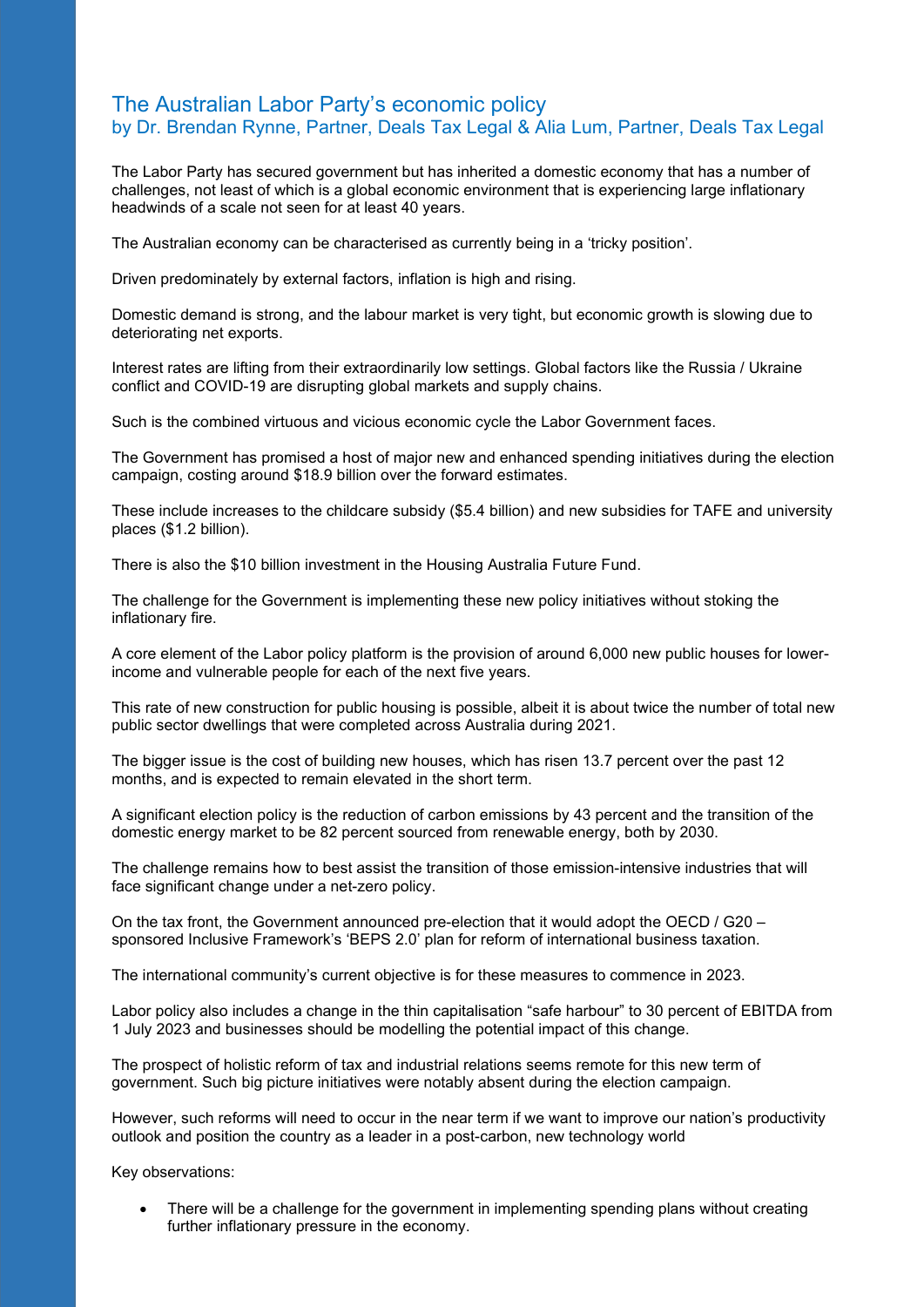## The Australian Labor Party's economic policy
by Dr. Brendan Rynne, Partner, Deals Tax Legal & Alia Lum, Partner, Deals Tax Legal

The Labor Party has secured government but has inherited a domestic economy that has a number of challenges, not least of which is a global economic environment that is experiencing large inflationary headwinds of a scale not seen for at least 40 years.

The Australian economy can be characterised as currently being in a 'tricky position'.

Driven predominately by external factors, inflation is high and rising.

Domestic demand is strong, and the labour market is very tight, but economic growth is slowing due to deteriorating net exports.

Interest rates are lifting from their extraordinarily low settings. Global factors like the Russia / Ukraine conflict and COVID-19 are disrupting global markets and supply chains.

Such is the combined virtuous and vicious economic cycle the Labor Government faces.

The Government has promised a host of major new and enhanced spending initiatives during the election campaign, costing around $18.9 billion over the forward estimates.

These include increases to the childcare subsidy ($5.4 billion) and new subsidies for TAFE and university places ($1.2 billion).

There is also the $10 billion investment in the Housing Australia Future Fund.

The challenge for the Government is implementing these new policy initiatives without stoking the inflationary fire.

A core element of the Labor policy platform is the provision of around 6,000 new public houses for lower-income and vulnerable people for each of the next five years.

This rate of new construction for public housing is possible, albeit it is about twice the number of total new public sector dwellings that were completed across Australia during 2021.

The bigger issue is the cost of building new houses, which has risen 13.7 percent over the past 12 months, and is expected to remain elevated in the short term.

A significant election policy is the reduction of carbon emissions by 43 percent and the transition of the domestic energy market to be 82 percent sourced from renewable energy, both by 2030.

The challenge remains how to best assist the transition of those emission-intensive industries that will face significant change under a net-zero policy.

On the tax front, the Government announced pre-election that it would adopt the OECD / G20 – sponsored Inclusive Framework's 'BEPS 2.0' plan for reform of international business taxation.

The international community's current objective is for these measures to commence in 2023.

Labor policy also includes a change in the thin capitalisation "safe harbour" to 30 percent of EBITDA from 1 July 2023 and businesses should be modelling the potential impact of this change.

The prospect of holistic reform of tax and industrial relations seems remote for this new term of government. Such big picture initiatives were notably absent during the election campaign.

However, such reforms will need to occur in the near term if we want to improve our nation's productivity outlook and position the country as a leader in a post-carbon, new technology world

Key observations:

- There will be a challenge for the government in implementing spending plans without creating further inflationary pressure in the economy.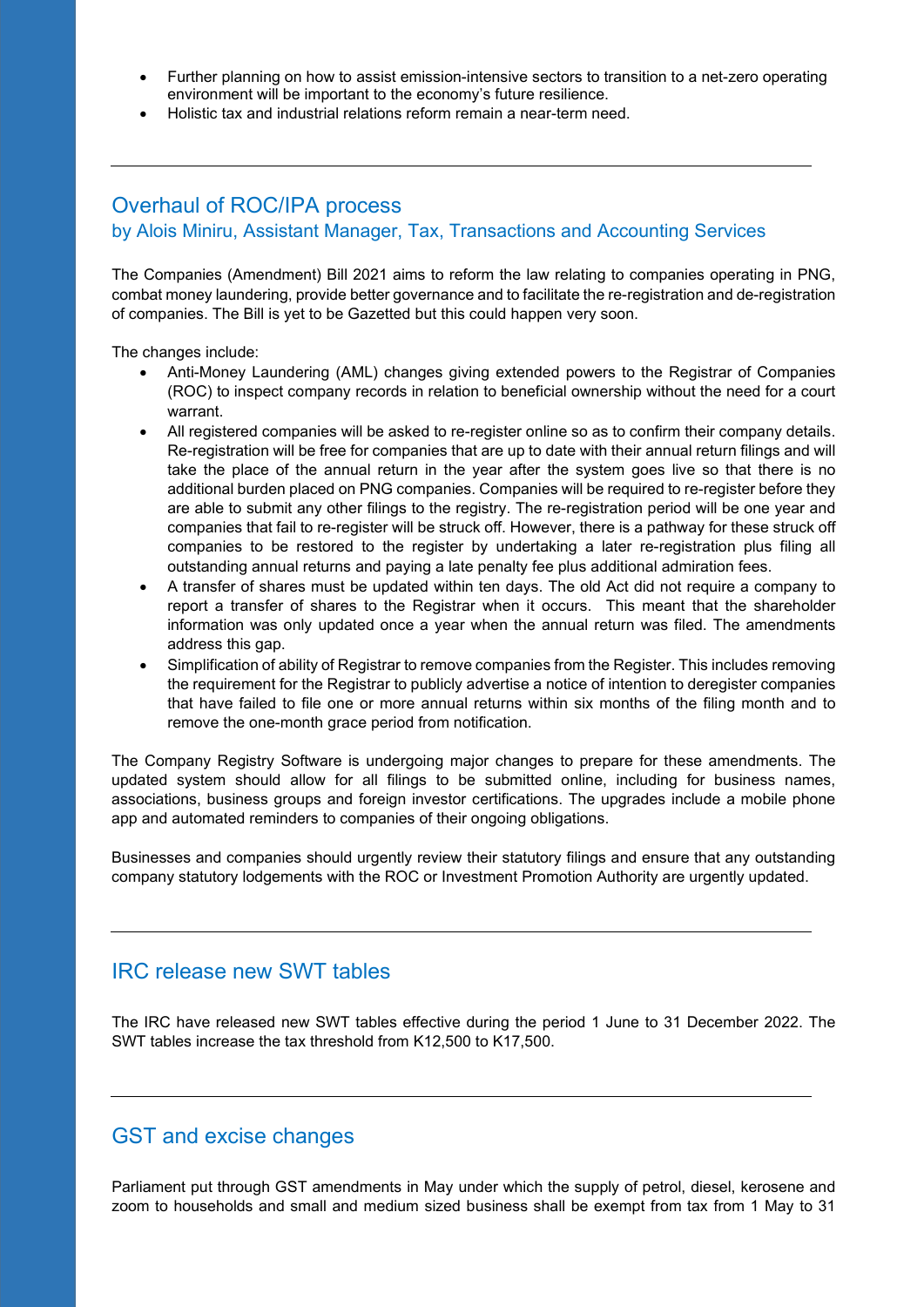- Further planning on how to assist emission-intensive sectors to transition to a net-zero operating environment will be important to the economy's future resilience.
- Holistic tax and industrial relations reform remain a near-term need.

---

## Overhaul of ROC/IPA process

### by Alois Miniru, Assistant Manager, Tax, Transactions and Accounting Services

The Companies (Amendment) Bill 2021 aims to reform the law relating to companies operating in PNG, combat money laundering, provide better governance and to facilitate the re-registration and de-registration of companies. The Bill is yet to be Gazetted but this could happen very soon.

The changes include:

- Anti-Money Laundering (AML) changes giving extended powers to the Registrar of Companies (ROC) to inspect company records in relation to beneficial ownership without the need for a court warrant.
- All registered companies will be asked to re-register online so as to confirm their company details. Re-registration will be free for companies that are up to date with their annual return filings and will take the place of the annual return in the year after the system goes live so that there is no additional burden placed on PNG companies. Companies will be required to re-register before they are able to submit any other filings to the registry. The re-registration period will be one year and companies that fail to re-register will be struck off. However, there is a pathway for these struck off companies to be restored to the register by undertaking a later re-registration plus filing all outstanding annual returns and paying a late penalty fee plus additional admiration fees.
- A transfer of shares must be updated within ten days. The old Act did not require a company to report a transfer of shares to the Registrar when it occurs. This meant that the shareholder information was only updated once a year when the annual return was filed. The amendments address this gap.
- Simplification of ability of Registrar to remove companies from the Register. This includes removing the requirement for the Registrar to publicly advertise a notice of intention to deregister companies that have failed to file one or more annual returns within six months of the filing month and to remove the one-month grace period from notification.

The Company Registry Software is undergoing major changes to prepare for these amendments. The updated system should allow for all filings to be submitted online, including for business names, associations, business groups and foreign investor certifications. The upgrades include a mobile phone app and automated reminders to companies of their ongoing obligations.

Businesses and companies should urgently review their statutory filings and ensure that any outstanding company statutory lodgements with the ROC or Investment Promotion Authority are urgently updated.

---

## IRC release new SWT tables

The IRC have released new SWT tables effective during the period 1 June to 31 December 2022. The SWT tables increase the tax threshold from K12,500 to K17,500.

---

## GST and excise changes

Parliament put through GST amendments in May under which the supply of petrol, diesel, kerosene and zoom to households and small and medium sized business shall be exempt from tax from 1 May to 31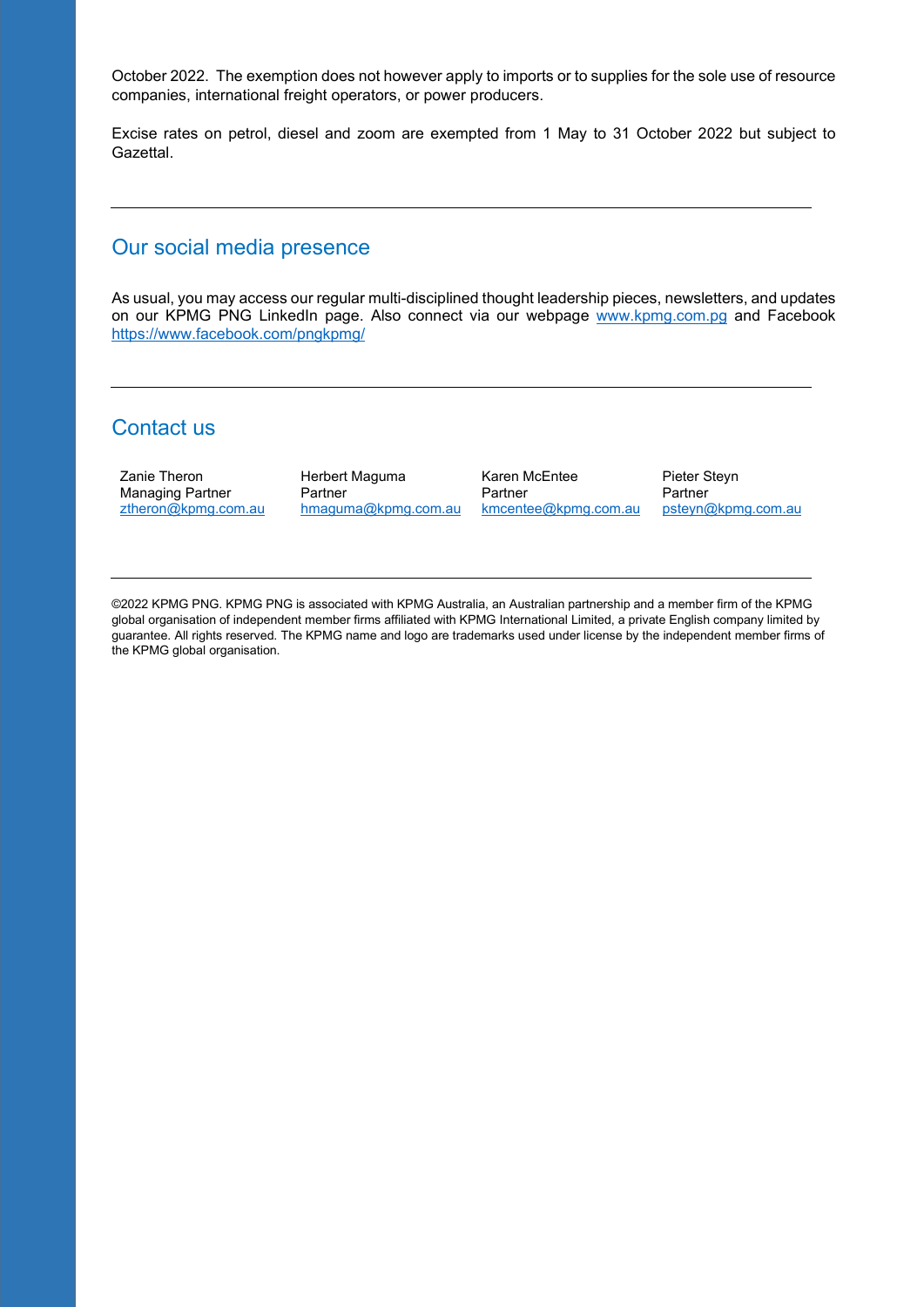October 2022. The exemption does not however apply to imports or to supplies for the sole use of resource companies, international freight operators, or power producers.

Excise rates on petrol, diesel and zoom are exempted from 1 May to 31 October 2022 but subject to Gazettal.

---

## Our social media presence

As usual, you may access our regular multi-disciplined thought leadership pieces, newsletters, and updates on our KPMG PNG LinkedIn page. Also connect via our webpage www.kpmg.com.pg and Facebook https://www.facebook.com/pngkpmg/

---

## Contact us

| | | | |
|---|---|---|---|
| Zanie Theron<br>Managing Partner<br>ztheron@kpmg.com.au | Herbert Maguma<br>Partner<br>hmaguma@kpmg.com.au | Karen McEntee<br>Partner<br>kmcentee@kpmg.com.au | Pieter Steyn<br>Partner<br>psteyn@kpmg.com.au |

---

©2022 KPMG PNG. KPMG PNG is associated with KPMG Australia, an Australian partnership and a member firm of the KPMG global organisation of independent member firms affiliated with KPMG International Limited, a private English company limited by guarantee. All rights reserved. The KPMG name and logo are trademarks used under license by the independent member firms of the KPMG global organisation.